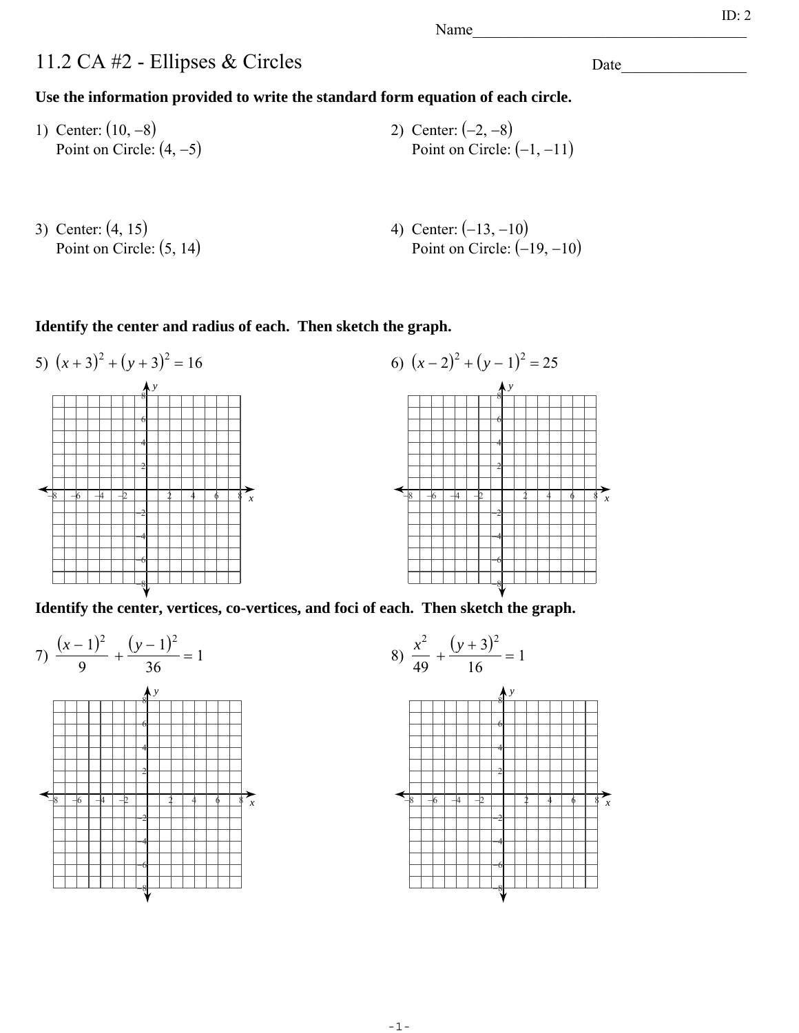ID: 2

Name___________________________________

# 11.2 CA #2 - Ellipses & Circles

Date________________

**Use the information provided to write the standard form equation of each circle.**

1) Center: $(10, -8)$
   Point on Circle: $(4, -5)$

2) Center: $(-2, -8)$
   Point on Circle: $(-1, -11)$

3) Center: $(4, 15)$
   Point on Circle: $(5, 14)$

4) Center: $(-13, -10)$
   Point on Circle: $(-19, -10)$

**Identify the center and radius of each. Then sketch the graph.**

5) $(x + 3)^2 + (y + 3)^2 = 16$

6) $(x - 2)^2 + (y - 1)^2 = 25$

**Identify the center, vertices, co-vertices, and foci of each. Then sketch the graph.**

7) $\dfrac{(x - 1)^2}{9} + \dfrac{(y - 1)^2}{36} = 1$

8) $\dfrac{x^2}{49} + \dfrac{(y + 3)^2}{16} = 1$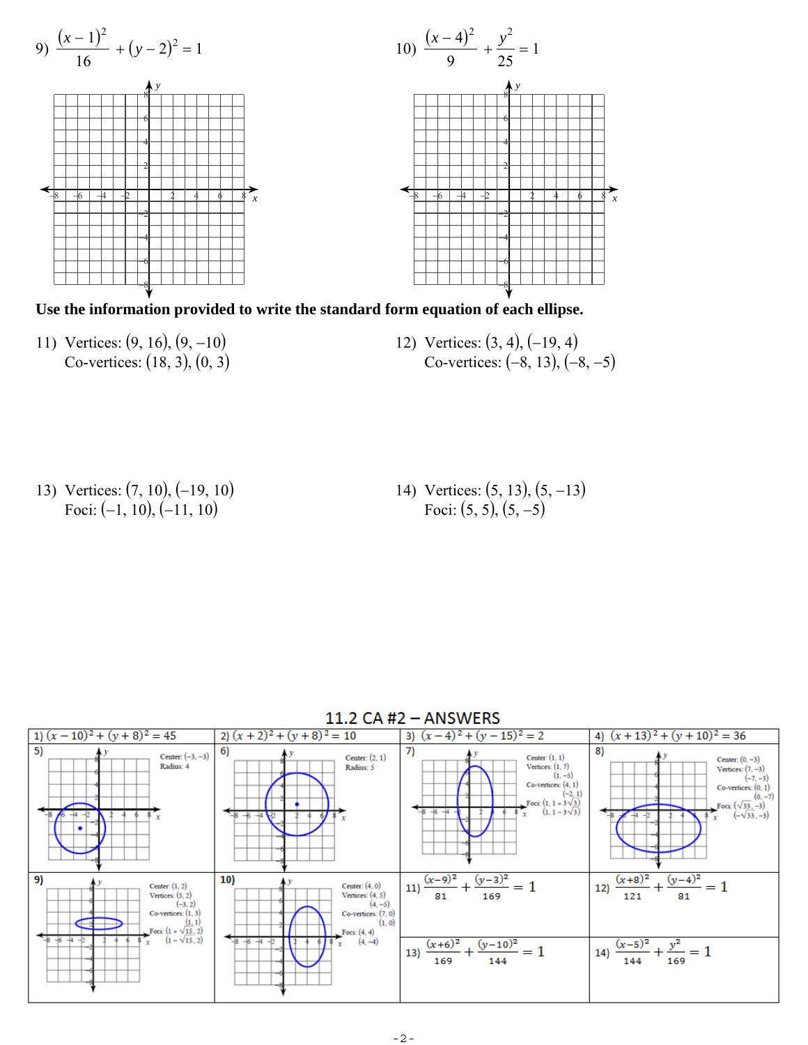9) $\frac{(x-1)^2}{16} + (y-2)^2 = 1$

10) $\frac{(x-4)^2}{9} + \frac{y^2}{25} = 1$

**Use the information provided to write the standard form equation of each ellipse.**

11) Vertices: $(9, 16)$, $(9, -10)$
Co-vertices: $(18, 3)$, $(0, 3)$

12) Vertices: $(3, 4)$, $(-19, 4)$
Co-vertices: $(-8, 13)$, $(-8, -5)$

13) Vertices: $(7, 10)$, $(-19, 10)$
Foci: $(-1, 10)$, $(-11, 10)$

14) Vertices: $(5, 13)$, $(5, -13)$
Foci: $(5, 5)$, $(5, -5)$

## 11.2 CA #2 – ANSWERS

1) $(x-10)^2 + (y+8)^2 = 45$

2) $(x+2)^2 + (y+8)^2 = 10$

3) $(x-4)^2 + (y-15)^2 = 2$

4) $(x+13)^2 + (y+10)^2 = 36$

5) Center: $(-3, -3)$
Radius: 4

6) Center: $(2, 1)$
Radius: 5

7) Center: $(1, 1)$
Vertices: $(1, 7)$, $(1, -5)$
Co-vertices: $(4, 1)$, $(-2, 1)$
Foci: $(1, 1+3\sqrt{3})$, $(1, 1-3\sqrt{3})$

8) Center: $(0, -3)$
Vertices: $(7, -3)$, $(-7, -3)$
Co-vertices: $(0, 1)$, $(0, -7)$
Foci: $(\sqrt{33}, -3)$, $(-\sqrt{33}, -3)$

9) Center: $(1, 2)$
Vertices: $(5, 2)$, $(-3, 2)$
Co-vertices: $(1, 3)$, $(1, 1)$
Foci: $(1+\sqrt{15}, 2)$, $(1-\sqrt{15}, 2)$

10) Center: $(4, 0)$
Vertices: $(4, 5)$, $(4, -5)$
Co-vertices: $(7, 0)$, $(1, 0)$
Foci: $(4, 4)$, $(4, -4)$

11) $\frac{(x-9)^2}{81} + \frac{(y-3)^2}{169} = 1$

12) $\frac{(x+8)^2}{121} + \frac{(y-4)^2}{81} = 1$

13) $\frac{(x+6)^2}{169} + \frac{(y-10)^2}{144} = 1$

14) $\frac{(x-5)^2}{144} + \frac{y^2}{169} = 1$